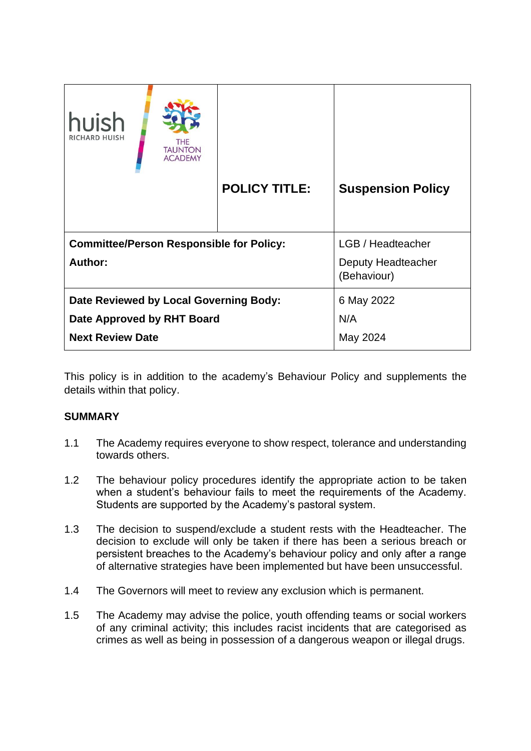| huish RICHARD HUISH / THE TAUNTON ACADEMY | **POLICY TITLE:** | **Suspension Policy** |
|---|---|---|
| **Committee/Person Responsible for Policy:** | | LGB / Headteacher |
| **Author:** | | Deputy Headteacher (Behaviour) |
| **Date Reviewed by Local Governing Body:** | | 6 May 2022 |
| **Date Approved by RHT Board** | | N/A |
| **Next Review Date** | | May 2024 |

This policy is in addition to the academy's Behaviour Policy and supplements the details within that policy.

**SUMMARY**

1.1 The Academy requires everyone to show respect, tolerance and understanding towards others.

1.2 The behaviour policy procedures identify the appropriate action to be taken when a student's behaviour fails to meet the requirements of the Academy. Students are supported by the Academy's pastoral system.

1.3 The decision to suspend/exclude a student rests with the Headteacher. The decision to exclude will only be taken if there has been a serious breach or persistent breaches to the Academy's behaviour policy and only after a range of alternative strategies have been implemented but have been unsuccessful.

1.4 The Governors will meet to review any exclusion which is permanent.

1.5 The Academy may advise the police, youth offending teams or social workers of any criminal activity; this includes racist incidents that are categorised as crimes as well as being in possession of a dangerous weapon or illegal drugs.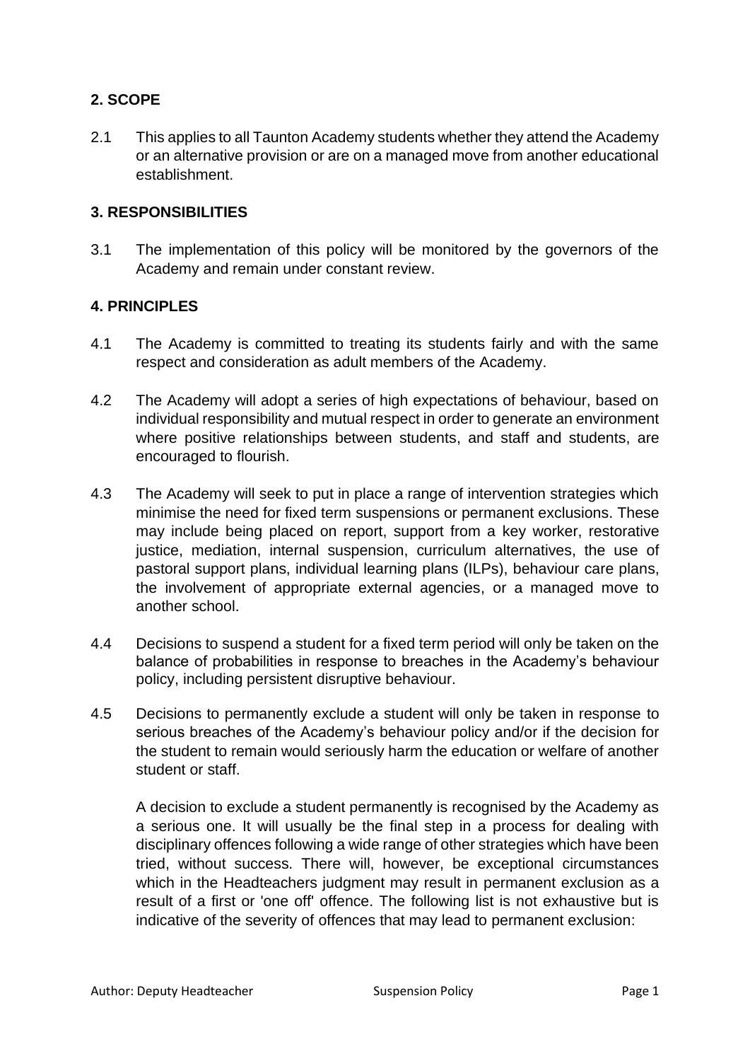## 2. SCOPE

2.1 This applies to all Taunton Academy students whether they attend the Academy or an alternative provision or are on a managed move from another educational establishment.

## 3. RESPONSIBILITIES

3.1 The implementation of this policy will be monitored by the governors of the Academy and remain under constant review.

## 4. PRINCIPLES

4.1 The Academy is committed to treating its students fairly and with the same respect and consideration as adult members of the Academy.

4.2 The Academy will adopt a series of high expectations of behaviour, based on individual responsibility and mutual respect in order to generate an environment where positive relationships between students, and staff and students, are encouraged to flourish.

4.3 The Academy will seek to put in place a range of intervention strategies which minimise the need for fixed term suspensions or permanent exclusions. These may include being placed on report, support from a key worker, restorative justice, mediation, internal suspension, curriculum alternatives, the use of pastoral support plans, individual learning plans (ILPs), behaviour care plans, the involvement of appropriate external agencies, or a managed move to another school.

4.4 Decisions to suspend a student for a fixed term period will only be taken on the balance of probabilities in response to breaches in the Academy's behaviour policy, including persistent disruptive behaviour.

4.5 Decisions to permanently exclude a student will only be taken in response to serious breaches of the Academy's behaviour policy and/or if the decision for the student to remain would seriously harm the education or welfare of another student or staff.

A decision to exclude a student permanently is recognised by the Academy as a serious one. It will usually be the final step in a process for dealing with disciplinary offences following a wide range of other strategies which have been tried, without success. There will, however, be exceptional circumstances which in the Headteachers judgment may result in permanent exclusion as a result of a first or 'one off' offence. The following list is not exhaustive but is indicative of the severity of offences that may lead to permanent exclusion: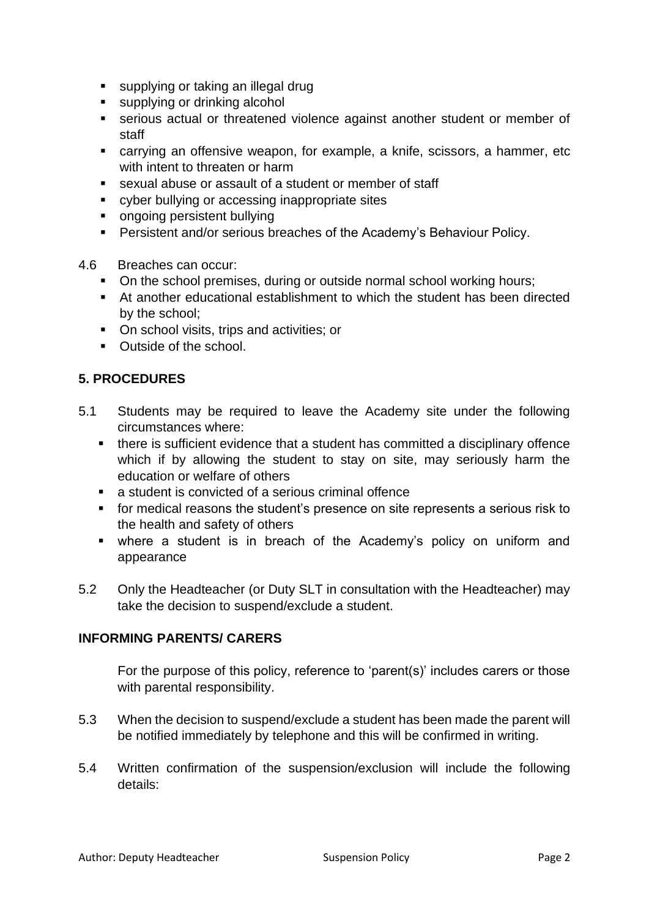- supplying or taking an illegal drug
- supplying or drinking alcohol
- serious actual or threatened violence against another student or member of staff
- carrying an offensive weapon, for example, a knife, scissors, a hammer, etc with intent to threaten or harm
- sexual abuse or assault of a student or member of staff
- cyber bullying or accessing inappropriate sites
- ongoing persistent bullying
- Persistent and/or serious breaches of the Academy's Behaviour Policy.

4.6 Breaches can occur:

- On the school premises, during or outside normal school working hours;
- At another educational establishment to which the student has been directed by the school;
- On school visits, trips and activities; or
- Outside of the school.

**5. PROCEDURES**

5.1 Students may be required to leave the Academy site under the following circumstances where:

- there is sufficient evidence that a student has committed a disciplinary offence which if by allowing the student to stay on site, may seriously harm the education or welfare of others
- a student is convicted of a serious criminal offence
- for medical reasons the student's presence on site represents a serious risk to the health and safety of others
- where a student is in breach of the Academy's policy on uniform and appearance

5.2 Only the Headteacher (or Duty SLT in consultation with the Headteacher) may take the decision to suspend/exclude a student.

**INFORMING PARENTS/ CARERS**

For the purpose of this policy, reference to 'parent(s)' includes carers or those with parental responsibility.

5.3 When the decision to suspend/exclude a student has been made the parent will be notified immediately by telephone and this will be confirmed in writing.

5.4 Written confirmation of the suspension/exclusion will include the following details: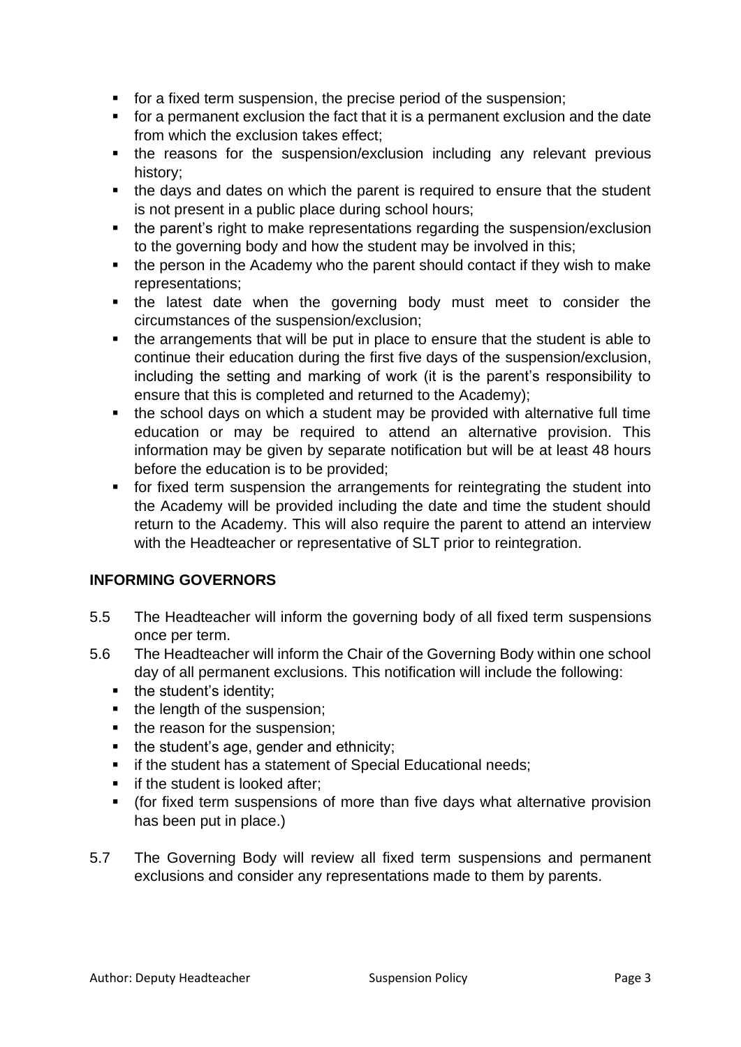- for a fixed term suspension, the precise period of the suspension;
- for a permanent exclusion the fact that it is a permanent exclusion and the date from which the exclusion takes effect;
- the reasons for the suspension/exclusion including any relevant previous history;
- the days and dates on which the parent is required to ensure that the student is not present in a public place during school hours;
- the parent's right to make representations regarding the suspension/exclusion to the governing body and how the student may be involved in this;
- the person in the Academy who the parent should contact if they wish to make representations;
- the latest date when the governing body must meet to consider the circumstances of the suspension/exclusion;
- the arrangements that will be put in place to ensure that the student is able to continue their education during the first five days of the suspension/exclusion, including the setting and marking of work (it is the parent's responsibility to ensure that this is completed and returned to the Academy);
- the school days on which a student may be provided with alternative full time education or may be required to attend an alternative provision. This information may be given by separate notification but will be at least 48 hours before the education is to be provided;
- for fixed term suspension the arrangements for reintegrating the student into the Academy will be provided including the date and time the student should return to the Academy. This will also require the parent to attend an interview with the Headteacher or representative of SLT prior to reintegration.

## INFORMING GOVERNORS

5.5 The Headteacher will inform the governing body of all fixed term suspensions once per term.

5.6 The Headteacher will inform the Chair of the Governing Body within one school day of all permanent exclusions. This notification will include the following:
- the student's identity;
- the length of the suspension;
- the reason for the suspension;
- the student's age, gender and ethnicity;
- if the student has a statement of Special Educational needs;
- if the student is looked after;
- (for fixed term suspensions of more than five days what alternative provision has been put in place.)

5.7 The Governing Body will review all fixed term suspensions and permanent exclusions and consider any representations made to them by parents.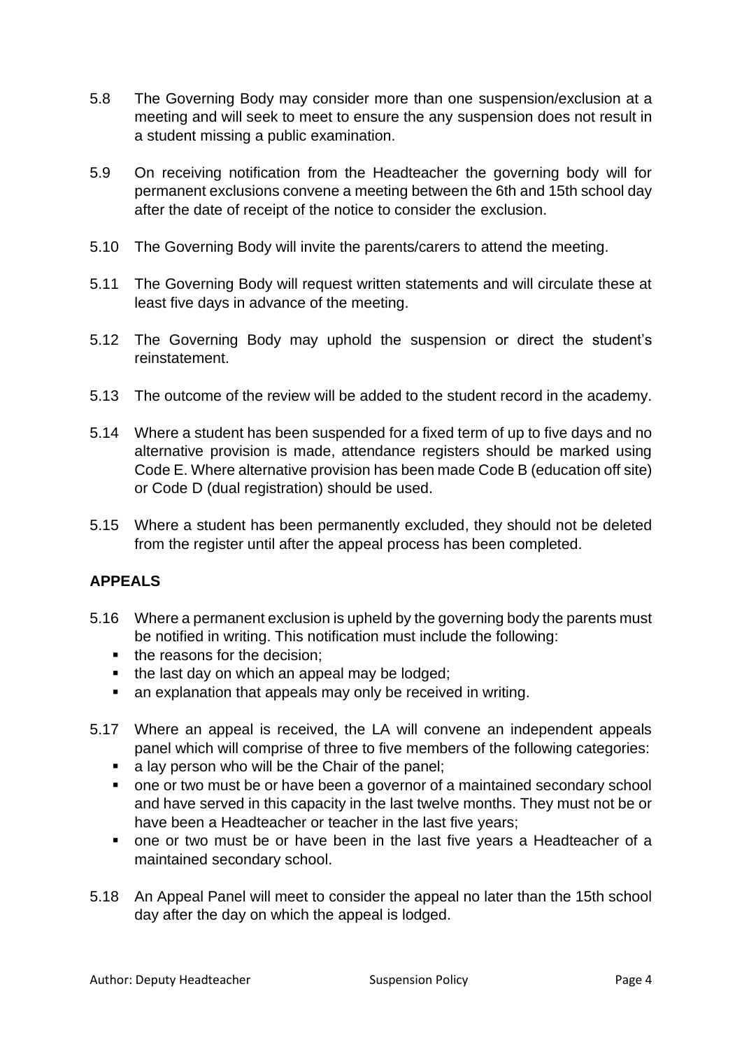5.8 The Governing Body may consider more than one suspension/exclusion at a meeting and will seek to meet to ensure the any suspension does not result in a student missing a public examination.

5.9 On receiving notification from the Headteacher the governing body will for permanent exclusions convene a meeting between the 6th and 15th school day after the date of receipt of the notice to consider the exclusion.

5.10 The Governing Body will invite the parents/carers to attend the meeting.

5.11 The Governing Body will request written statements and will circulate these at least five days in advance of the meeting.

5.12 The Governing Body may uphold the suspension or direct the student's reinstatement.

5.13 The outcome of the review will be added to the student record in the academy.

5.14 Where a student has been suspended for a fixed term of up to five days and no alternative provision is made, attendance registers should be marked using Code E. Where alternative provision has been made Code B (education off site) or Code D (dual registration) should be used.

5.15 Where a student has been permanently excluded, they should not be deleted from the register until after the appeal process has been completed.

**APPEALS**

5.16 Where a permanent exclusion is upheld by the governing body the parents must be notified in writing. This notification must include the following:
- the reasons for the decision;
- the last day on which an appeal may be lodged;
- an explanation that appeals may only be received in writing.

5.17 Where an appeal is received, the LA will convene an independent appeals panel which will comprise of three to five members of the following categories:
- a lay person who will be the Chair of the panel;
- one or two must be or have been a governor of a maintained secondary school and have served in this capacity in the last twelve months. They must not be or have been a Headteacher or teacher in the last five years;
- one or two must be or have been in the last five years a Headteacher of a maintained secondary school.

5.18 An Appeal Panel will meet to consider the appeal no later than the 15th school day after the day on which the appeal is lodged.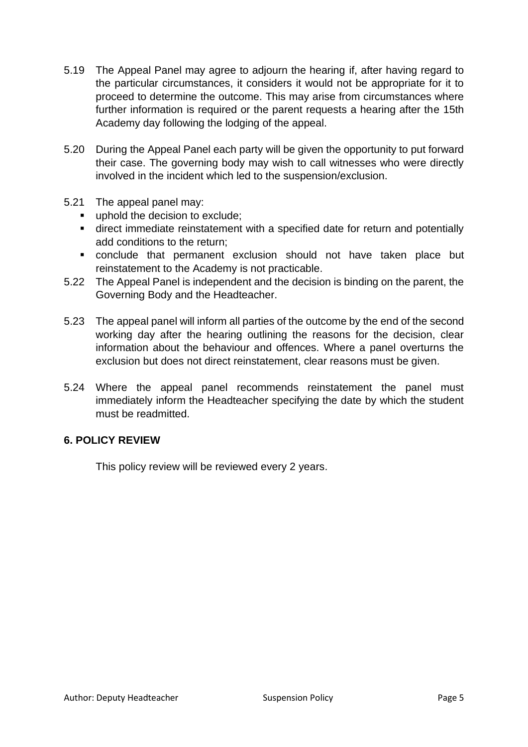5.19 The Appeal Panel may agree to adjourn the hearing if, after having regard to the particular circumstances, it considers it would not be appropriate for it to proceed to determine the outcome. This may arise from circumstances where further information is required or the parent requests a hearing after the 15th Academy day following the lodging of the appeal.

5.20 During the Appeal Panel each party will be given the opportunity to put forward their case. The governing body may wish to call witnesses who were directly involved in the incident which led to the suspension/exclusion.

5.21 The appeal panel may:

- uphold the decision to exclude;
- direct immediate reinstatement with a specified date for return and potentially add conditions to the return;
- conclude that permanent exclusion should not have taken place but reinstatement to the Academy is not practicable.

5.22 The Appeal Panel is independent and the decision is binding on the parent, the Governing Body and the Headteacher.

5.23 The appeal panel will inform all parties of the outcome by the end of the second working day after the hearing outlining the reasons for the decision, clear information about the behaviour and offences. Where a panel overturns the exclusion but does not direct reinstatement, clear reasons must be given.

5.24 Where the appeal panel recommends reinstatement the panel must immediately inform the Headteacher specifying the date by which the student must be readmitted.

**6. POLICY REVIEW**

This policy review will be reviewed every 2 years.